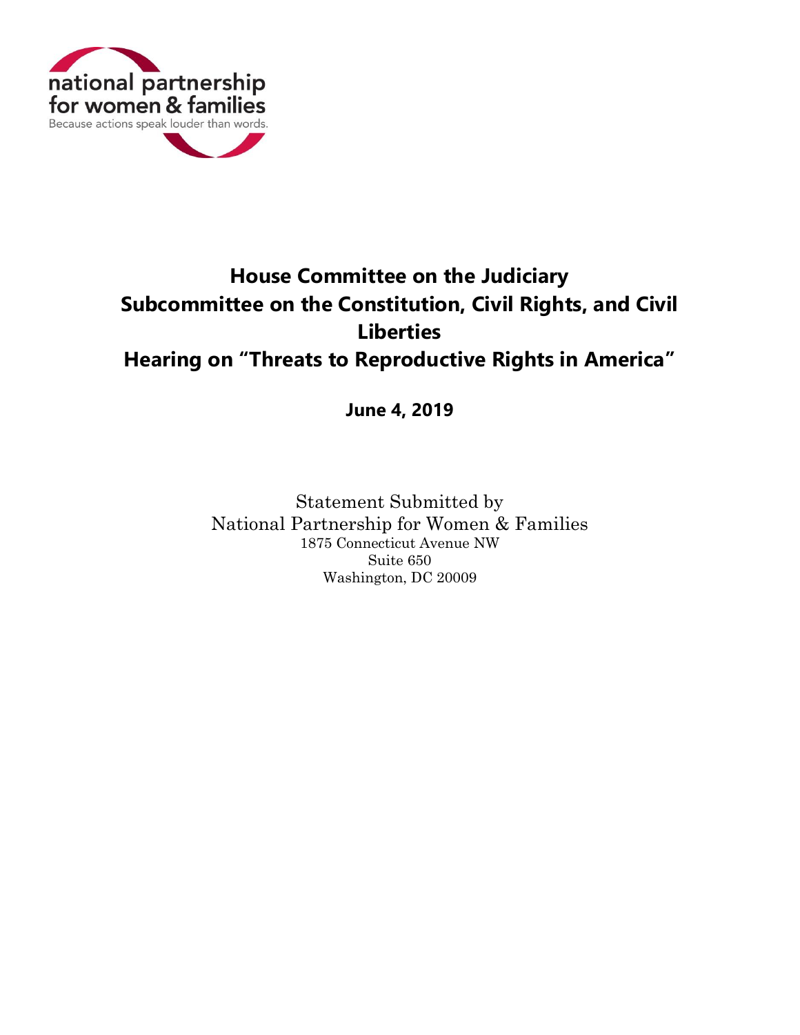national partnership for women & families
Because actions speak louder than words.

# House Committee on the Judiciary
# Subcommittee on the Constitution, Civil Rights, and Civil Liberties
# Hearing on "Threats to Reproductive Rights in America"

**June 4, 2019**

Statement Submitted by
National Partnership for Women & Families
1875 Connecticut Avenue NW
Suite 650
Washington, DC 20009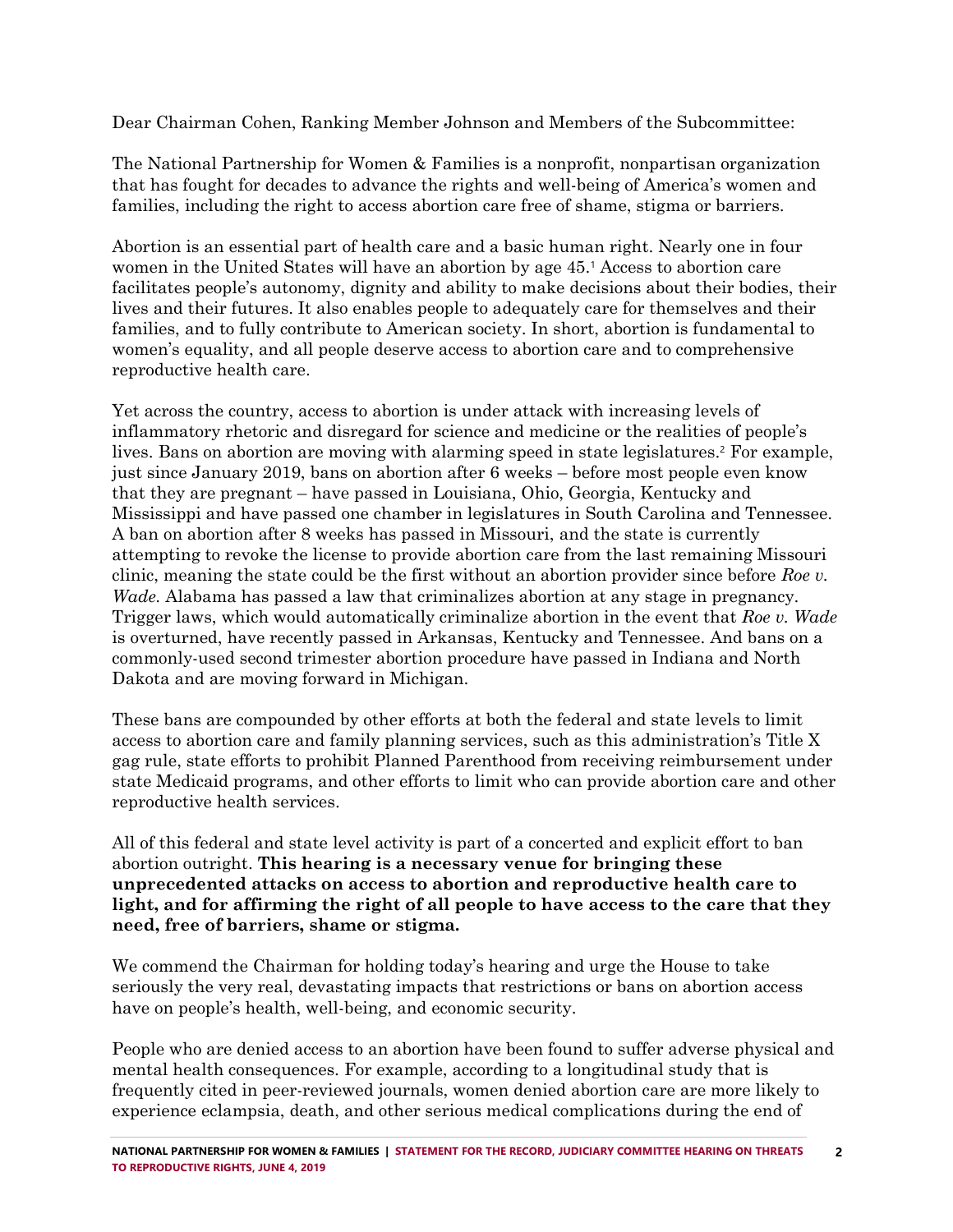Dear Chairman Cohen, Ranking Member Johnson and Members of the Subcommittee:

The National Partnership for Women & Families is a nonprofit, nonpartisan organization that has fought for decades to advance the rights and well-being of America's women and families, including the right to access abortion care free of shame, stigma or barriers.

Abortion is an essential part of health care and a basic human right. Nearly one in four women in the United States will have an abortion by age 45.[1] Access to abortion care facilitates people's autonomy, dignity and ability to make decisions about their bodies, their lives and their futures. It also enables people to adequately care for themselves and their families, and to fully contribute to American society. In short, abortion is fundamental to women's equality, and all people deserve access to abortion care and to comprehensive reproductive health care.

Yet across the country, access to abortion is under attack with increasing levels of inflammatory rhetoric and disregard for science and medicine or the realities of people's lives. Bans on abortion are moving with alarming speed in state legislatures.[2] For example, just since January 2019, bans on abortion after 6 weeks – before most people even know that they are pregnant – have passed in Louisiana, Ohio, Georgia, Kentucky and Mississippi and have passed one chamber in legislatures in South Carolina and Tennessee. A ban on abortion after 8 weeks has passed in Missouri, and the state is currently attempting to revoke the license to provide abortion care from the last remaining Missouri clinic, meaning the state could be the first without an abortion provider since before *Roe v. Wade*. Alabama has passed a law that criminalizes abortion at any stage in pregnancy. Trigger laws, which would automatically criminalize abortion in the event that *Roe v. Wade* is overturned, have recently passed in Arkansas, Kentucky and Tennessee. And bans on a commonly-used second trimester abortion procedure have passed in Indiana and North Dakota and are moving forward in Michigan.

These bans are compounded by other efforts at both the federal and state levels to limit access to abortion care and family planning services, such as this administration's Title X gag rule, state efforts to prohibit Planned Parenthood from receiving reimbursement under state Medicaid programs, and other efforts to limit who can provide abortion care and other reproductive health services.

All of this federal and state level activity is part of a concerted and explicit effort to ban abortion outright. **This hearing is a necessary venue for bringing these unprecedented attacks on access to abortion and reproductive health care to light, and for affirming the right of all people to have access to the care that they need, free of barriers, shame or stigma.**

We commend the Chairman for holding today's hearing and urge the House to take seriously the very real, devastating impacts that restrictions or bans on abortion access have on people's health, well-being, and economic security.

People who are denied access to an abortion have been found to suffer adverse physical and mental health consequences. For example, according to a longitudinal study that is frequently cited in peer-reviewed journals, women denied abortion care are more likely to experience eclampsia, death, and other serious medical complications during the end of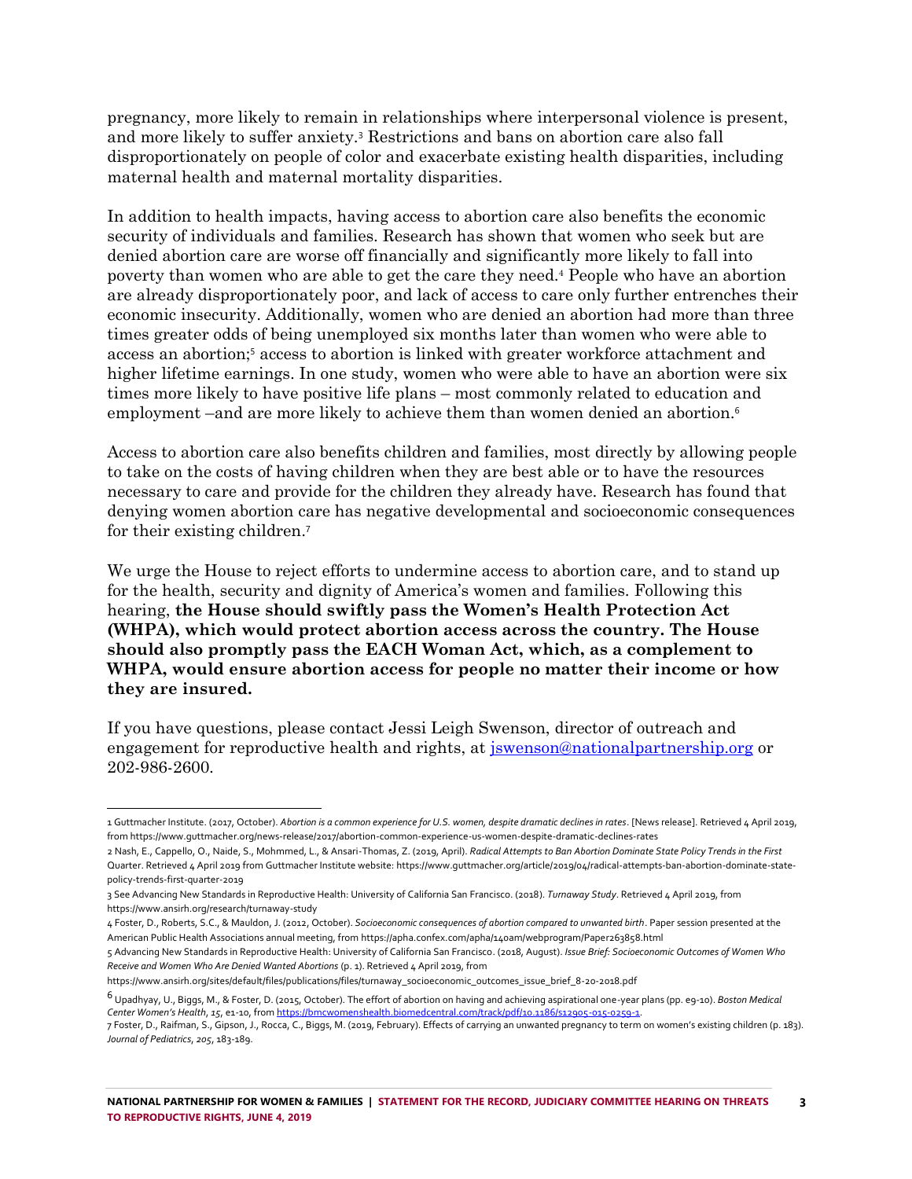pregnancy, more likely to remain in relationships where interpersonal violence is present, and more likely to suffer anxiety.[3] Restrictions and bans on abortion care also fall disproportionately on people of color and exacerbate existing health disparities, including maternal health and maternal mortality disparities.

In addition to health impacts, having access to abortion care also benefits the economic security of individuals and families. Research has shown that women who seek but are denied abortion care are worse off financially and significantly more likely to fall into poverty than women who are able to get the care they need.[4] People who have an abortion are already disproportionately poor, and lack of access to care only further entrenches their economic insecurity. Additionally, women who are denied an abortion had more than three times greater odds of being unemployed six months later than women who were able to access an abortion;[5] access to abortion is linked with greater workforce attachment and higher lifetime earnings. In one study, women who were able to have an abortion were six times more likely to have positive life plans – most commonly related to education and employment –and are more likely to achieve them than women denied an abortion.[6]

Access to abortion care also benefits children and families, most directly by allowing people to take on the costs of having children when they are best able or to have the resources necessary to care and provide for the children they already have. Research has found that denying women abortion care has negative developmental and socioeconomic consequences for their existing children.[7]

We urge the House to reject efforts to undermine access to abortion care, and to stand up for the health, security and dignity of America's women and families. Following this hearing, **the House should swiftly pass the Women's Health Protection Act (WHPA), which would protect abortion access across the country. The House should also promptly pass the EACH Woman Act, which, as a complement to WHPA, would ensure abortion access for people no matter their income or how they are insured.**

If you have questions, please contact Jessi Leigh Swenson, director of outreach and engagement for reproductive health and rights, at jswenson@nationalpartnership.org or 202-986-2600.

---

1 Guttmacher Institute. (2017, October). *Abortion is a common experience for U.S. women, despite dramatic declines in rates*. [News release]. Retrieved 4 April 2019, from https://www.guttmacher.org/news-release/2017/abortion-common-experience-us-women-despite-dramatic-declines-rates

2 Nash, E., Cappello, O., Naide, S., Mohmmed, L., & Ansari-Thomas, Z. (2019, April). *Radical Attempts to Ban Abortion Dominate State Policy Trends in the First* Quarter. Retrieved 4 April 2019 from Guttmacher Institute website: https://www.guttmacher.org/article/2019/04/radical-attempts-ban-abortion-dominate-state-policy-trends-first-quarter-2019

3 See Advancing New Standards in Reproductive Health: University of California San Francisco. (2018). *Turnaway Study*. Retrieved 4 April 2019, from https://www.ansirh.org/research/turnaway-study

4 Foster, D., Roberts, S.C., & Mauldon, J. (2012, October). *Socioeconomic consequences of abortion compared to unwanted birth*. Paper session presented at the American Public Health Associations annual meeting, from https://apha.confex.com/apha/140am/webprogram/Paper263858.html

5 Advancing New Standards in Reproductive Health: University of California San Francisco. (2018, August). *Issue Brief: Socioeconomic Outcomes of Women Who Receive and Women Who Are Denied Wanted Abortions* (p. 1). Retrieved 4 April 2019, from https://www.ansirh.org/sites/default/files/publications/files/turnaway_socioeconomic_outcomes_issue_brief_8-20-2018.pdf

6 Upadhyay, U., Biggs, M., & Foster, D. (2015, October). The effort of abortion on having and achieving aspirational one-year plans (pp. e9-10). *Boston Medical Center Women's Health*, *15*, e1-10, from https://bmcwomenshealth.biomedcentral.com/track/pdf/10.1186/s12905-015-0259-1.

7 Foster, D., Raifman, S., Gipson, J., Rocca, C., Biggs, M. (2019, February). Effects of carrying an unwanted pregnancy to term on women's existing children (p. 183). *Journal of Pediatrics*, *205*, 183-189.